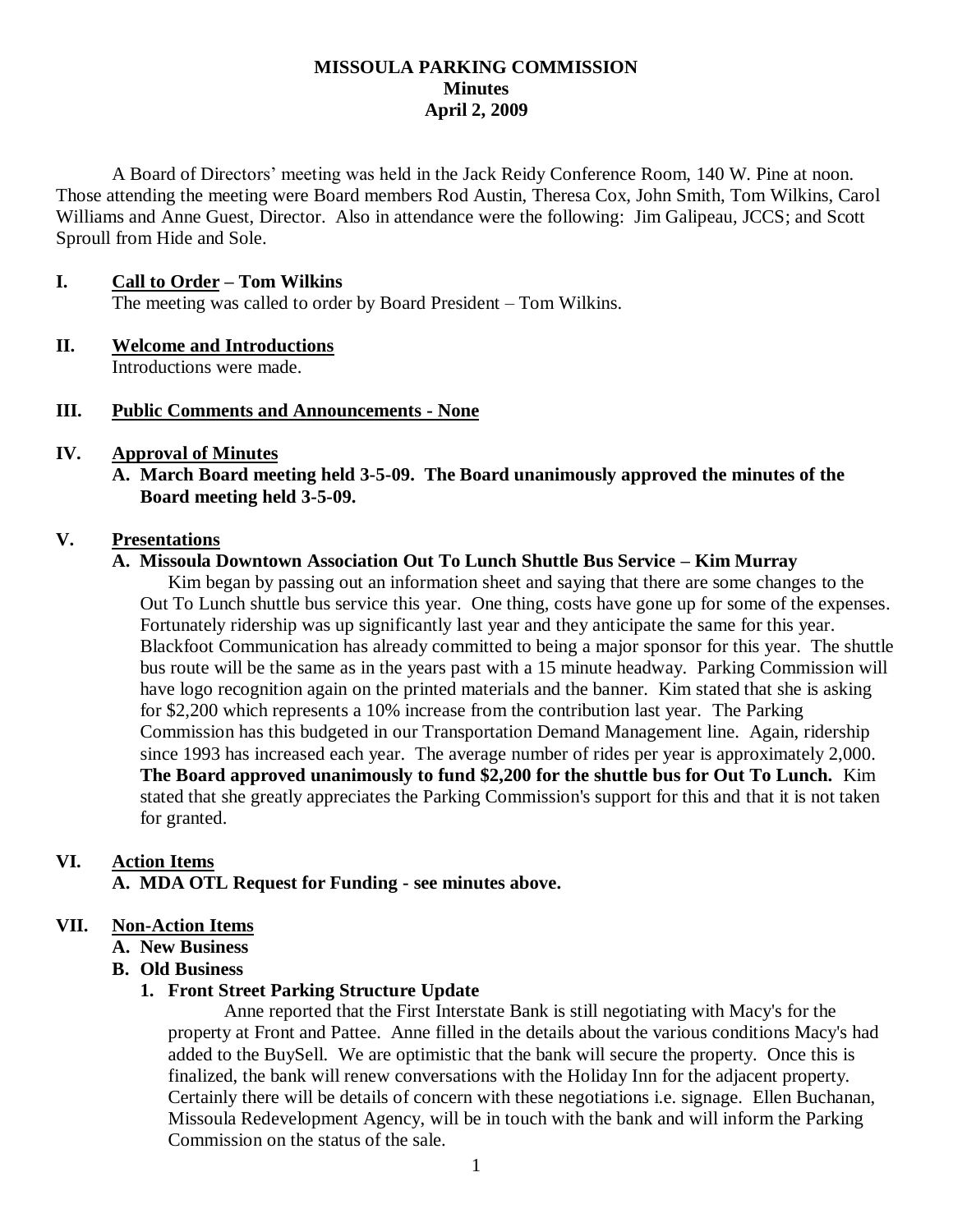# MISSOULA PARKING COMMISSION
## Minutes
## April 2, 2009

A Board of Directors' meeting was held in the Jack Reidy Conference Room, 140 W. Pine at noon. Those attending the meeting were Board members Rod Austin, Theresa Cox, John Smith, Tom Wilkins, Carol Williams and Anne Guest, Director. Also in attendance were the following: Jim Galipeau, JCCS; and Scott Sproull from Hide and Sole.

**I. Call to Order – Tom Wilkins**

The meeting was called to order by Board President – Tom Wilkins.

**II. Welcome and Introductions**

Introductions were made.

**III. Public Comments and Announcements - None**

**IV. Approval of Minutes**

**A. March Board meeting held 3-5-09. The Board unanimously approved the minutes of the Board meeting held 3-5-09.**

**V. Presentations**

**A. Missoula Downtown Association Out To Lunch Shuttle Bus Service – Kim Murray**

Kim began by passing out an information sheet and saying that there are some changes to the Out To Lunch shuttle bus service this year. One thing, costs have gone up for some of the expenses. Fortunately ridership was up significantly last year and they anticipate the same for this year. Blackfoot Communication has already committed to being a major sponsor for this year. The shuttle bus route will be the same as in the years past with a 15 minute headway. Parking Commission will have logo recognition again on the printed materials and the banner. Kim stated that she is asking for $2,200 which represents a 10% increase from the contribution last year. The Parking Commission has this budgeted in our Transportation Demand Management line. Again, ridership since 1993 has increased each year. The average number of rides per year is approximately 2,000. **The Board approved unanimously to fund $2,200 for the shuttle bus for Out To Lunch.** Kim stated that she greatly appreciates the Parking Commission's support for this and that it is not taken for granted.

**VI. Action Items**

**A. MDA OTL Request for Funding - see minutes above.**

**VII. Non-Action Items**

**A. New Business**

**B. Old Business**

**1. Front Street Parking Structure Update**

Anne reported that the First Interstate Bank is still negotiating with Macy's for the property at Front and Pattee. Anne filled in the details about the various conditions Macy's had added to the BuySell. We are optimistic that the bank will secure the property. Once this is finalized, the bank will renew conversations with the Holiday Inn for the adjacent property. Certainly there will be details of concern with these negotiations i.e. signage. Ellen Buchanan, Missoula Redevelopment Agency, will be in touch with the bank and will inform the Parking Commission on the status of the sale.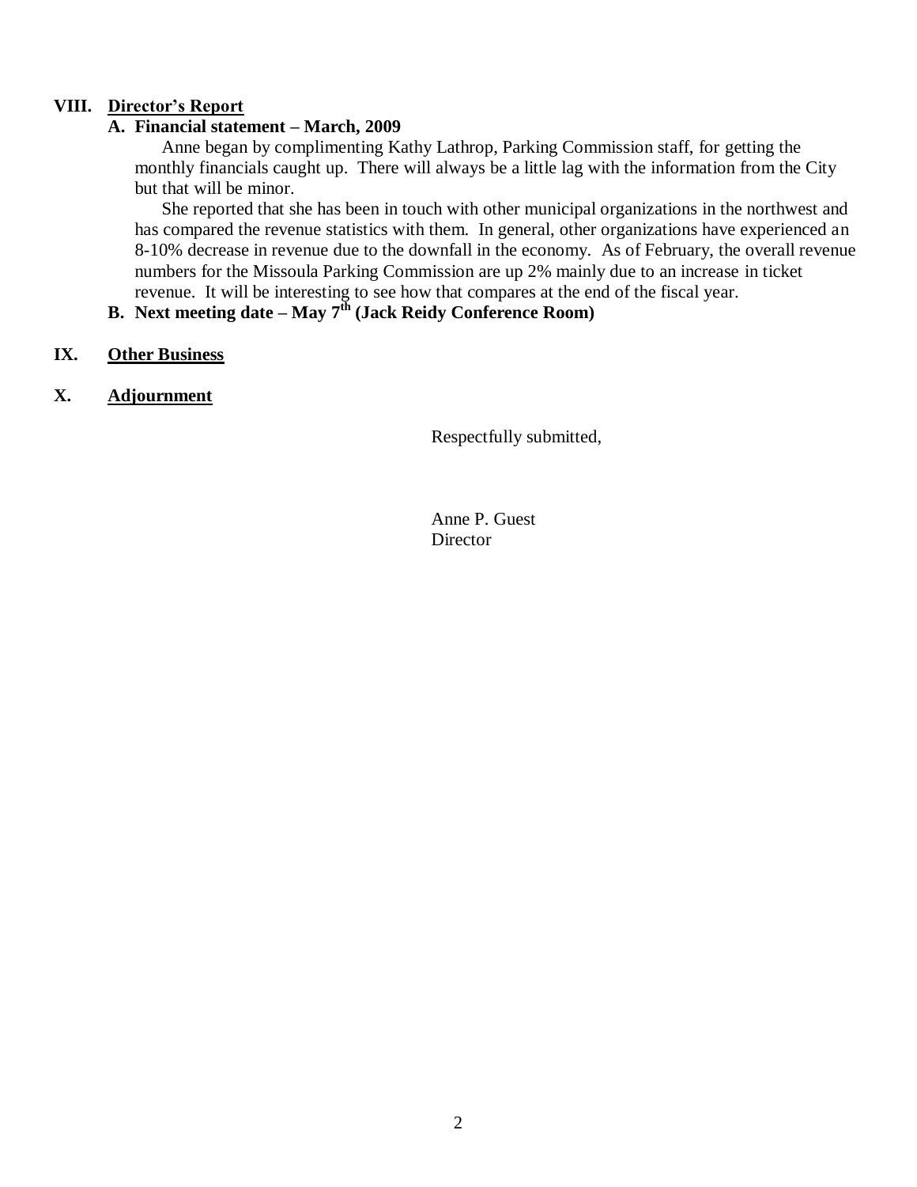## VIII. Director's Report

### A. Financial statement – March, 2009

Anne began by complimenting Kathy Lathrop, Parking Commission staff, for getting the monthly financials caught up. There will always be a little lag with the information from the City but that will be minor.

She reported that she has been in touch with other municipal organizations in the northwest and has compared the revenue statistics with them. In general, other organizations have experienced an 8-10% decrease in revenue due to the downfall in the economy. As of February, the overall revenue numbers for the Missoula Parking Commission are up 2% mainly due to an increase in ticket revenue. It will be interesting to see how that compares at the end of the fiscal year.

### B. Next meeting date – May 7th (Jack Reidy Conference Room)

## IX. Other Business

## X. Adjournment

Respectfully submitted,

Anne P. Guest
Director